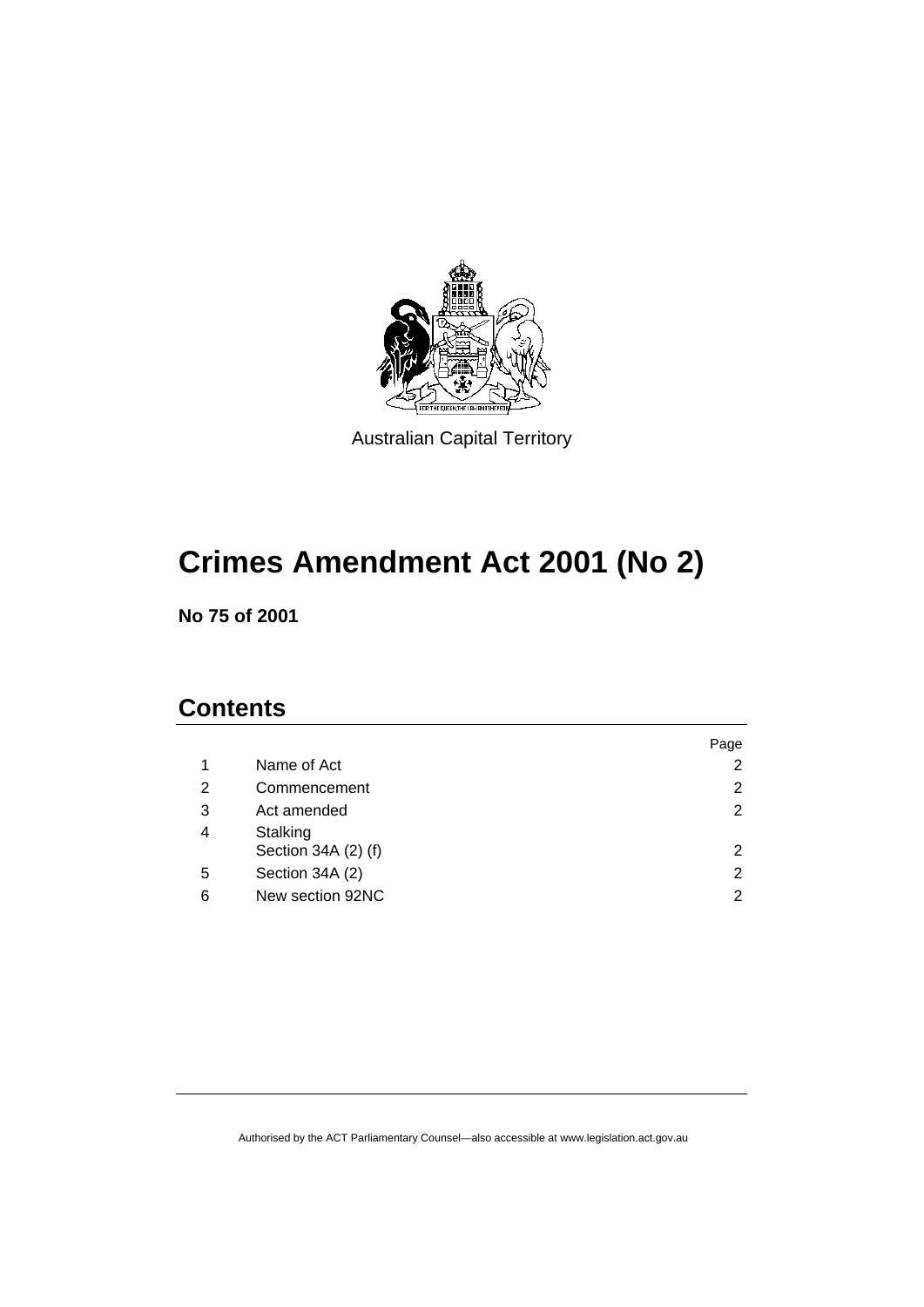Australian Capital Territory

# Crimes Amendment Act 2001 (No 2)

**No 75 of 2001**

## Contents

| | | Page |
|---|---|---|
| 1 | Name of Act | 2 |
| 2 | Commencement | 2 |
| 3 | Act amended | 2 |
| 4 | Stalking<br>Section 34A (2) (f) | 2 |
| 5 | Section 34A (2) | 2 |
| 6 | New section 92NC | 2 |

Authorised by the ACT Parliamentary Counsel—also accessible at www.legislation.act.gov.au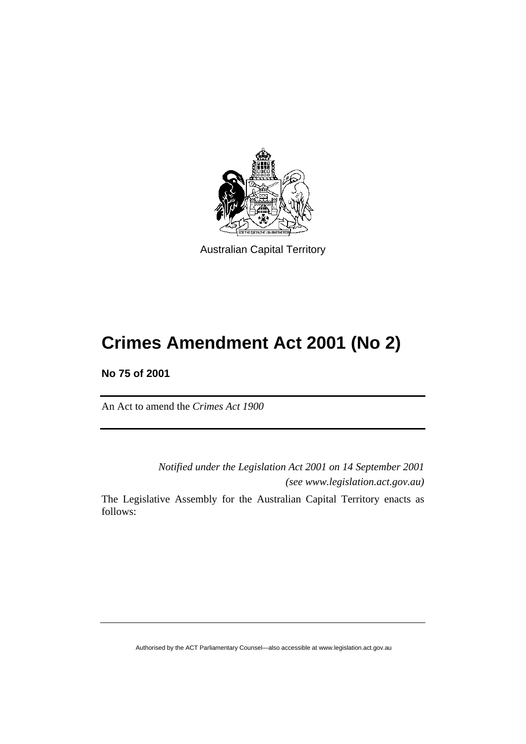Australian Capital Territory

# Crimes Amendment Act 2001 (No 2)

**No 75 of 2001**

An Act to amend the *Crimes Act 1900*

*Notified under the Legislation Act 2001 on 14 September 2001*
*(see www.legislation.act.gov.au)*

The Legislative Assembly for the Australian Capital Territory enacts as follows: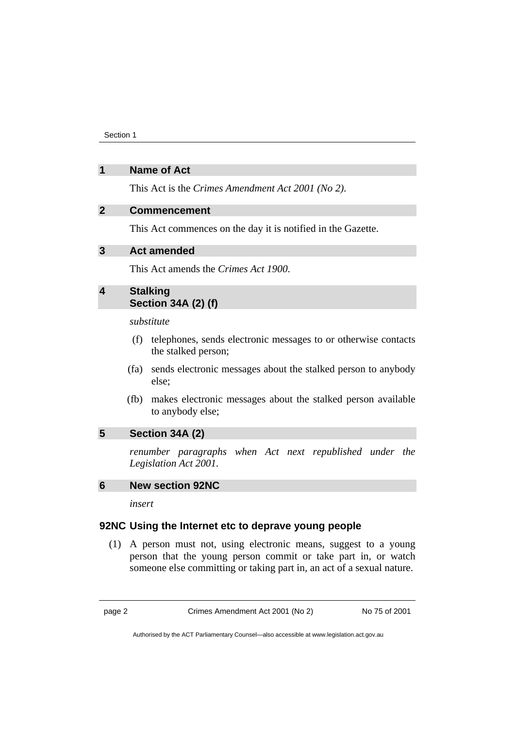## 1 Name of Act

This Act is the *Crimes Amendment Act 2001 (No 2)*.

## 2 Commencement

This Act commences on the day it is notified in the Gazette.

## 3 Act amended

This Act amends the *Crimes Act 1900*.

## 4 Stalking Section 34A (2) (f)

*substitute*

(f) telephones, sends electronic messages to or otherwise contacts the stalked person;

(fa) sends electronic messages about the stalked person to anybody else;

(fb) makes electronic messages about the stalked person available to anybody else;

## 5 Section 34A (2)

*renumber paragraphs when Act next republished under the Legislation Act 2001.*

## 6 New section 92NC

*insert*

### 92NC Using the Internet etc to deprave young people

(1) A person must not, using electronic means, suggest to a young person that the young person commit or take part in, or watch someone else committing or taking part in, an act of a sexual nature.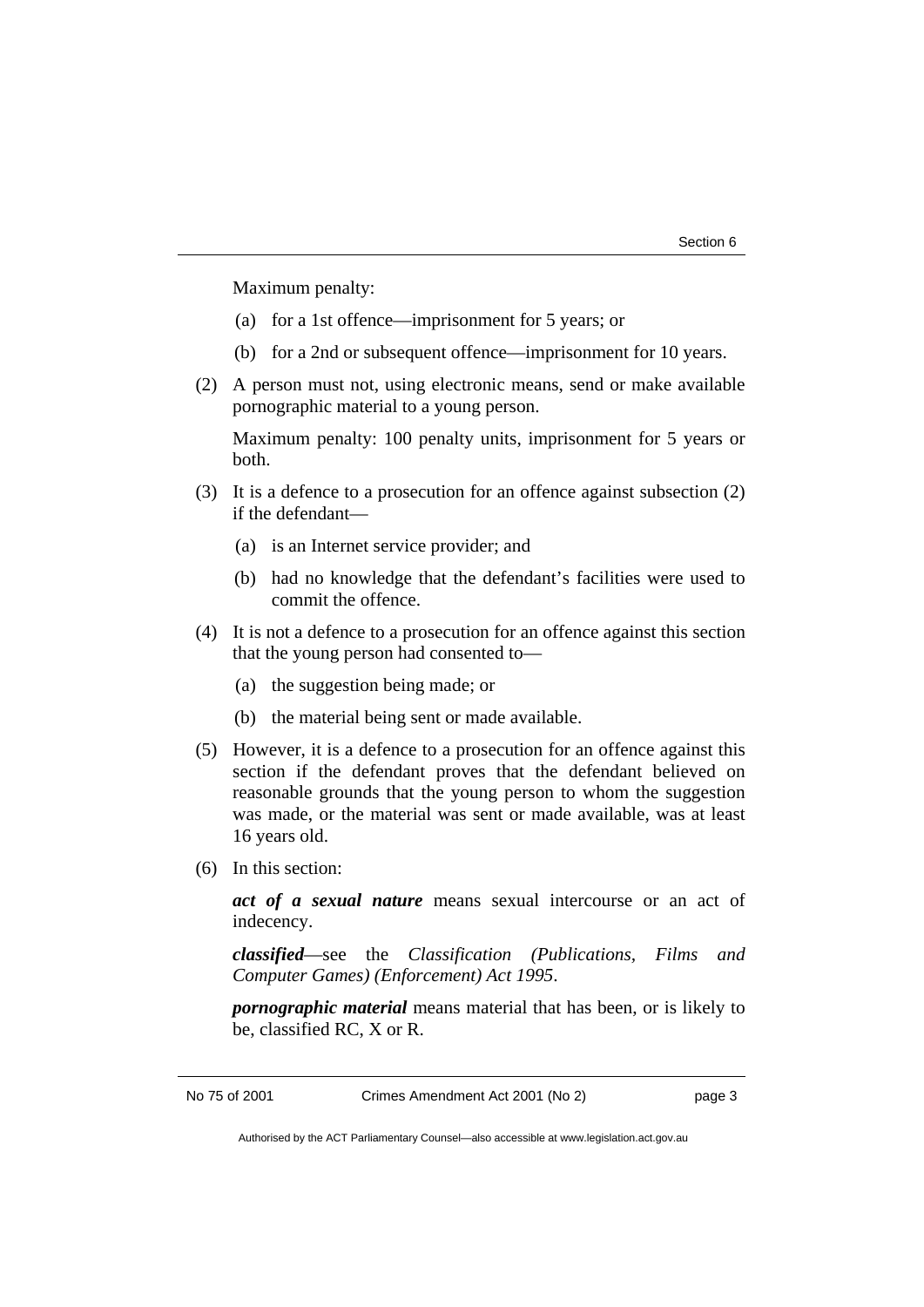Maximum penalty:

(a) for a 1st offence—imprisonment for 5 years; or

(b) for a 2nd or subsequent offence—imprisonment for 10 years.

(2) A person must not, using electronic means, send or make available pornographic material to a young person.

Maximum penalty: 100 penalty units, imprisonment for 5 years or both.

(3) It is a defence to a prosecution for an offence against subsection (2) if the defendant—

(a) is an Internet service provider; and

(b) had no knowledge that the defendant's facilities were used to commit the offence.

(4) It is not a defence to a prosecution for an offence against this section that the young person had consented to—

(a) the suggestion being made; or

(b) the material being sent or made available.

(5) However, it is a defence to a prosecution for an offence against this section if the defendant proves that the defendant believed on reasonable grounds that the young person to whom the suggestion was made, or the material was sent or made available, was at least 16 years old.

(6) In this section:

***act of a sexual nature*** means sexual intercourse or an act of indecency.

***classified***—see the *Classification (Publications, Films and Computer Games) (Enforcement) Act 1995*.

***pornographic material*** means material that has been, or is likely to be, classified RC, X or R.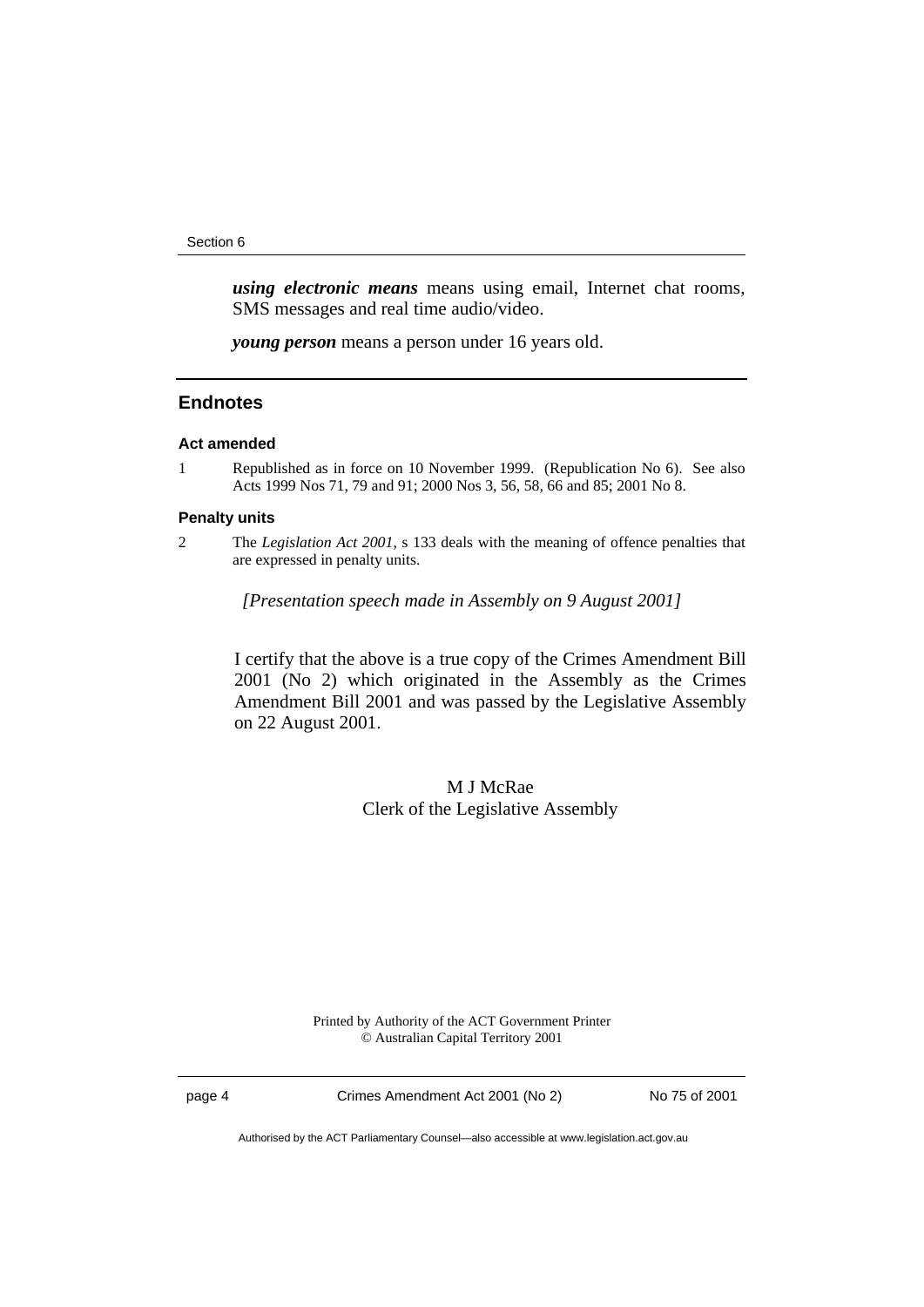***using electronic means*** means using email, Internet chat rooms, SMS messages and real time audio/video.

***young person*** means a person under 16 years old.

## Endnotes

### Act amended

1 Republished as in force on 10 November 1999. (Republication No 6). See also Acts 1999 Nos 71, 79 and 91; 2000 Nos 3, 56, 58, 66 and 85; 2001 No 8.

### Penalty units

2 The *Legislation Act 2001*, s 133 deals with the meaning of offence penalties that are expressed in penalty units.

*[Presentation speech made in Assembly on 9 August 2001]*

I certify that the above is a true copy of the Crimes Amendment Bill 2001 (No 2) which originated in the Assembly as the Crimes Amendment Bill 2001 and was passed by the Legislative Assembly on 22 August 2001.

M J McRae
Clerk of the Legislative Assembly

Printed by Authority of the ACT Government Printer
© Australian Capital Territory 2001